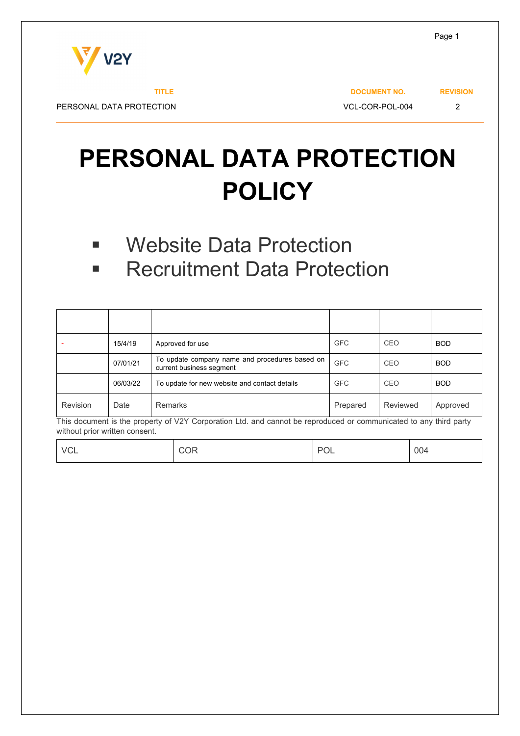| TITLE | DOCUMENT NO. | REVISION |
|---|---|---|
| PERSONAL DATA PROTECTION | VCL-COR-POL-004 | 2 |

# PERSONAL DATA PROTECTION POLICY

- Website Data Protection
- Recruitment Data Protection

| | | | | | |
|---|---|---|---|---|---|
| - | 15/4/19 | Approved for use | GFC | CEO | BOD |
| | 07/01/21 | To update company name and procedures based on current business segment | GFC | CEO | BOD |
| | 06/03/22 | To update for new website and contact details | GFC | CEO | BOD |
| Revision | Date | Remarks | Prepared | Reviewed | Approved |

This document is the property of V2Y Corporation Ltd. and cannot be reproduced or communicated to any third party without prior written consent.

| VCL | COR | POL | 004 |
|---|---|---|---|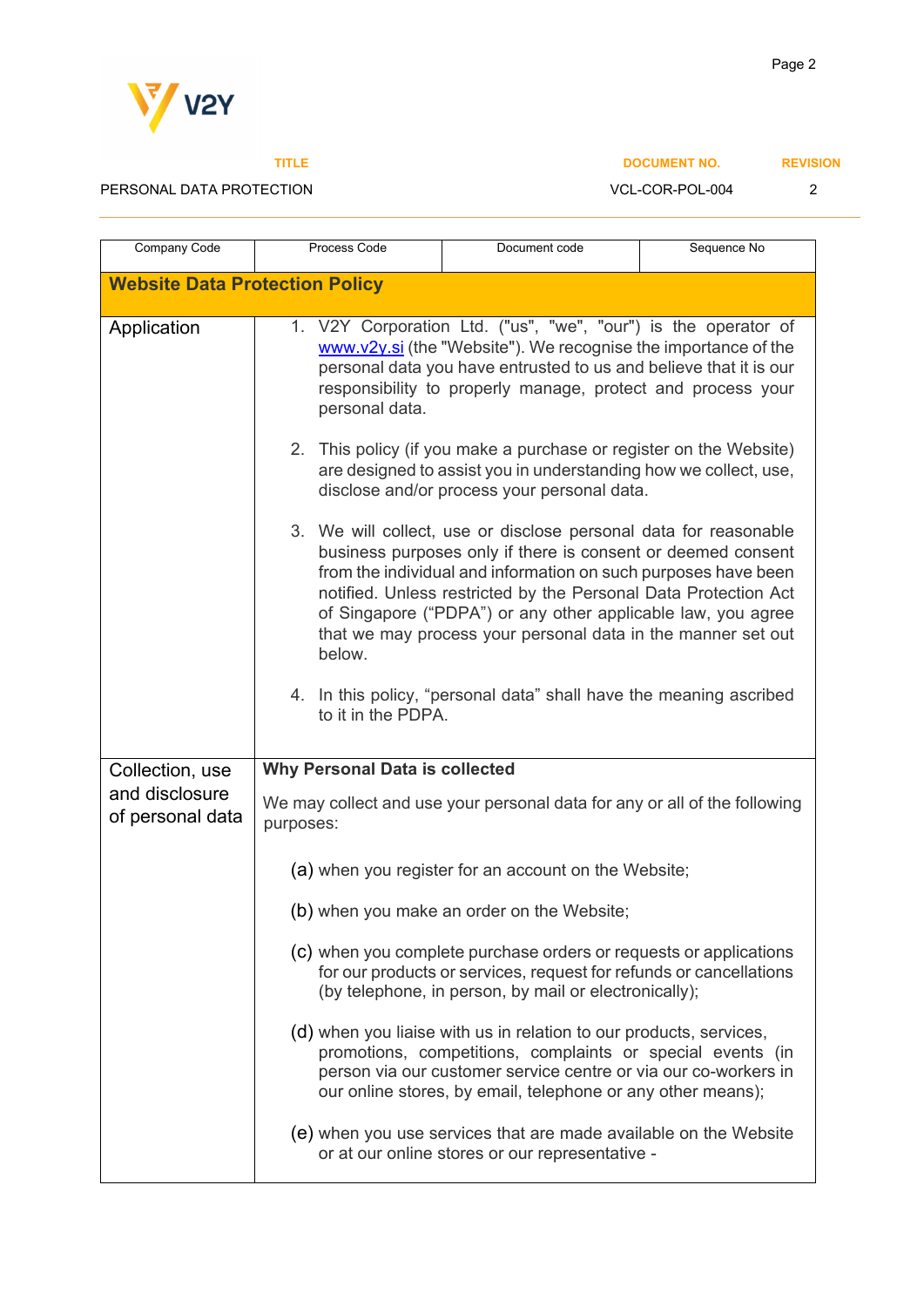| TITLE | DOCUMENT NO. | REVISION |
|---|---|---|
| PERSONAL DATA PROTECTION | VCL-COR-POL-004 | 2 |

| Company Code | Process Code | Document code | Sequence No |
|---|---|---|---|
| | | | |

**Website Data Protection Policy**

| | |
|---|---|
| Application | 1. V2Y Corporation Ltd. ("us", "we", "our") is the operator of www.v2y.si (the "Website"). We recognise the importance of the personal data you have entrusted to us and believe that it is our responsibility to properly manage, protect and process your personal data.<br><br>2. This policy (if you make a purchase or register on the Website) are designed to assist you in understanding how we collect, use, disclose and/or process your personal data.<br><br>3. We will collect, use or disclose personal data for reasonable business purposes only if there is consent or deemed consent from the individual and information on such purposes have been notified. Unless restricted by the Personal Data Protection Act of Singapore ("PDPA") or any other applicable law, you agree that we may process your personal data in the manner set out below.<br><br>4. In this policy, "personal data" shall have the meaning ascribed to it in the PDPA. |
| Collection, use and disclosure of personal data | **Why Personal Data is collected**<br><br>We may collect and use your personal data for any or all of the following purposes:<br><br>(a) when you register for an account on the Website;<br><br>(b) when you make an order on the Website;<br><br>(c) when you complete purchase orders or requests or applications for our products or services, request for refunds or cancellations (by telephone, in person, by mail or electronically);<br><br>(d) when you liaise with us in relation to our products, services, promotions, competitions, complaints or special events (in person via our customer service centre or via our co-workers in our online stores, by email, telephone or any other means);<br><br>(e) when you use services that are made available on the Website or at our online stores or our representative - |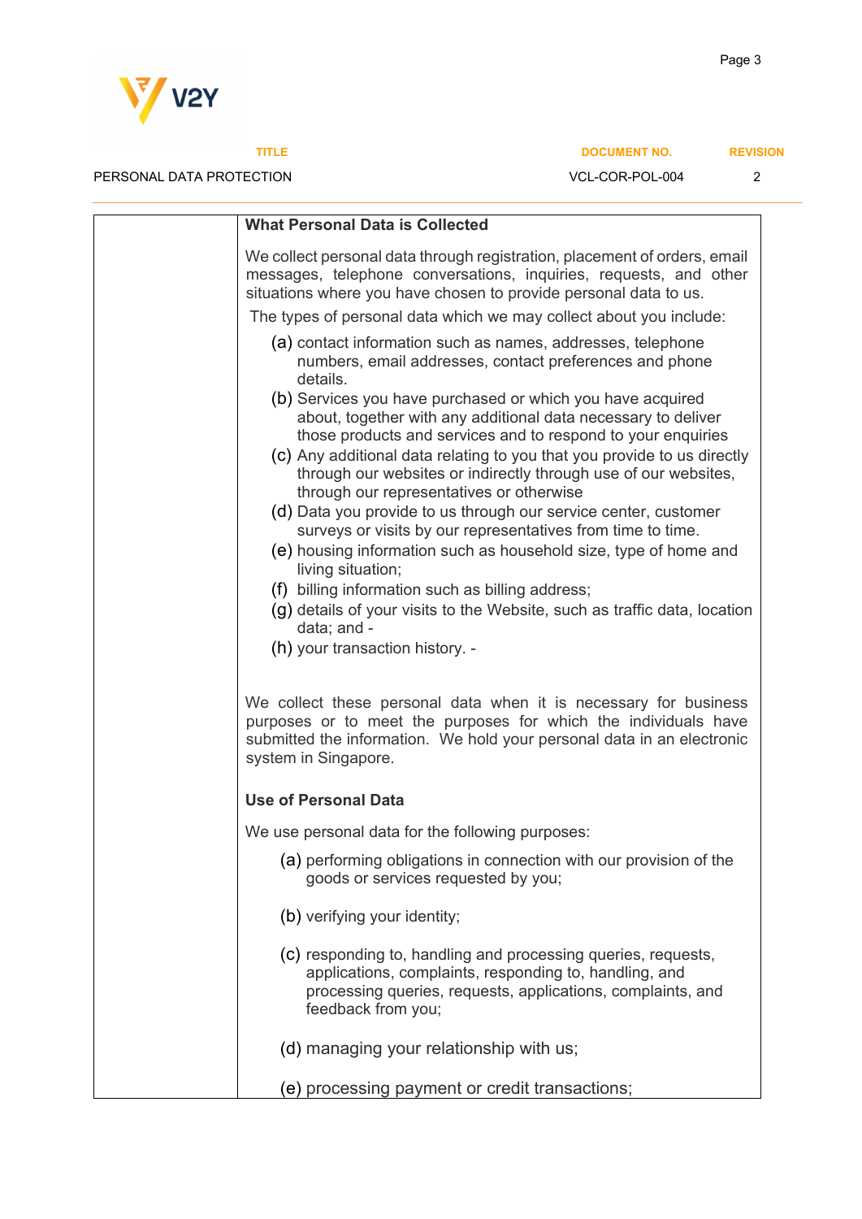**What Personal Data is Collected**

We collect personal data through registration, placement of orders, email messages, telephone conversations, inquiries, requests, and other situations where you have chosen to provide personal data to us.

The types of personal data which we may collect about you include:

(a) contact information such as names, addresses, telephone numbers, email addresses, contact preferences and phone details.

(b) Services you have purchased or which you have acquired about, together with any additional data necessary to deliver those products and services and to respond to your enquiries

(c) Any additional data relating to you that you provide to us directly through our websites or indirectly through use of our websites, through our representatives or otherwise

(d) Data you provide to us through our service center, customer surveys or visits by our representatives from time to time.

(e) housing information such as household size, type of home and living situation;

(f) billing information such as billing address;

(g) details of your visits to the Website, such as traffic data, location data; and -

(h) your transaction history. -

We collect these personal data when it is necessary for business purposes or to meet the purposes for which the individuals have submitted the information. We hold your personal data in an electronic system in Singapore.

**Use of Personal Data**

We use personal data for the following purposes:

(a) performing obligations in connection with our provision of the goods or services requested by you;

(b) verifying your identity;

(c) responding to, handling and processing queries, requests, applications, complaints, responding to, handling, and processing queries, requests, applications, complaints, and feedback from you;

(d) managing your relationship with us;

(e) processing payment or credit transactions;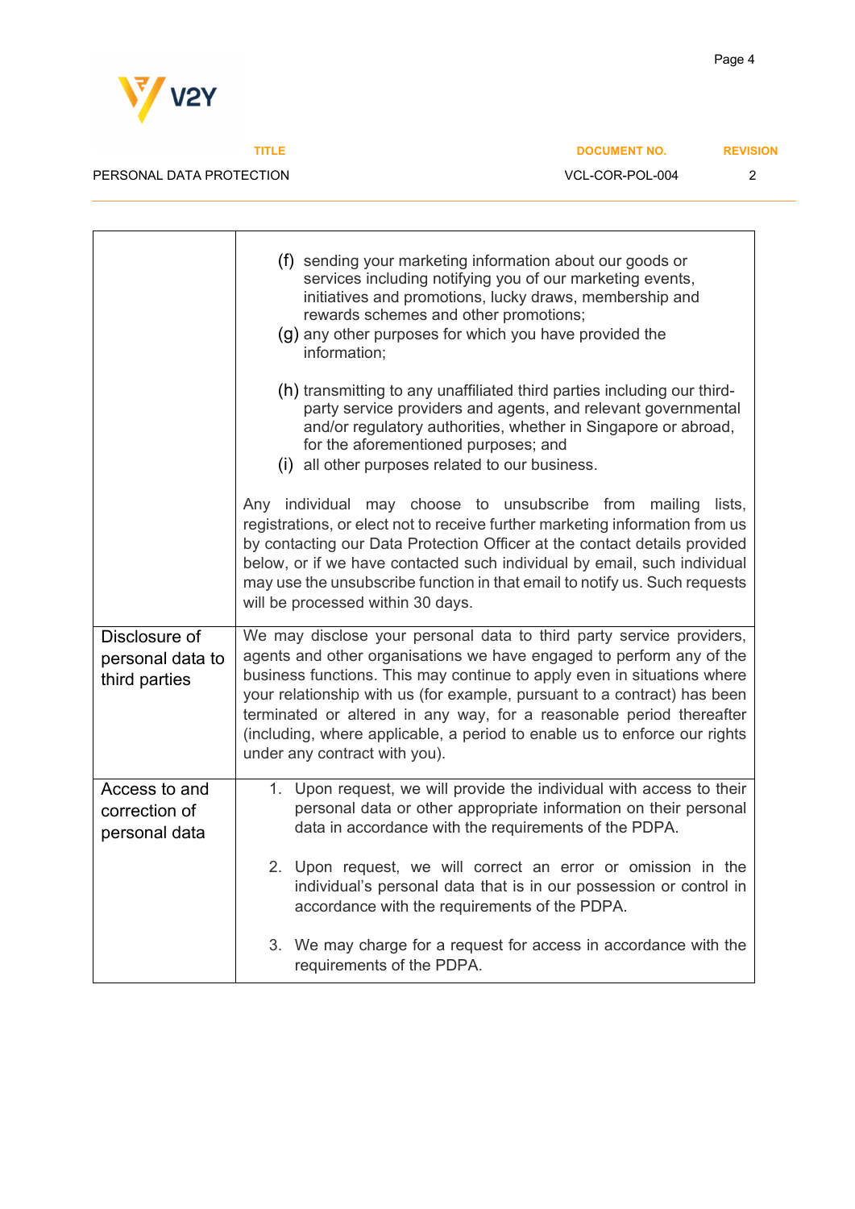| | |
|---|---|
| | (f) sending your marketing information about our goods or services including notifying you of our marketing events, initiatives and promotions, lucky draws, membership and rewards schemes and other promotions;<br>(g) any other purposes for which you have provided the information;<br><br>(h) transmitting to any unaffiliated third parties including our third-party service providers and agents, and relevant governmental and/or regulatory authorities, whether in Singapore or abroad, for the aforementioned purposes; and<br>(i) all other purposes related to our business.<br><br>Any individual may choose to unsubscribe from mailing lists, registrations, or elect not to receive further marketing information from us by contacting our Data Protection Officer at the contact details provided below, or if we have contacted such individual by email, such individual may use the unsubscribe function in that email to notify us. Such requests will be processed within 30 days. |
| Disclosure of personal data to third parties | We may disclose your personal data to third party service providers, agents and other organisations we have engaged to perform any of the business functions. This may continue to apply even in situations where your relationship with us (for example, pursuant to a contract) has been terminated or altered in any way, for a reasonable period thereafter (including, where applicable, a period to enable us to enforce our rights under any contract with you). |
| Access to and correction of personal data | 1. Upon request, we will provide the individual with access to their personal data or other appropriate information on their personal data in accordance with the requirements of the PDPA.<br><br>2. Upon request, we will correct an error or omission in the individual's personal data that is in our possession or control in accordance with the requirements of the PDPA.<br><br>3. We may charge for a request for access in accordance with the requirements of the PDPA. |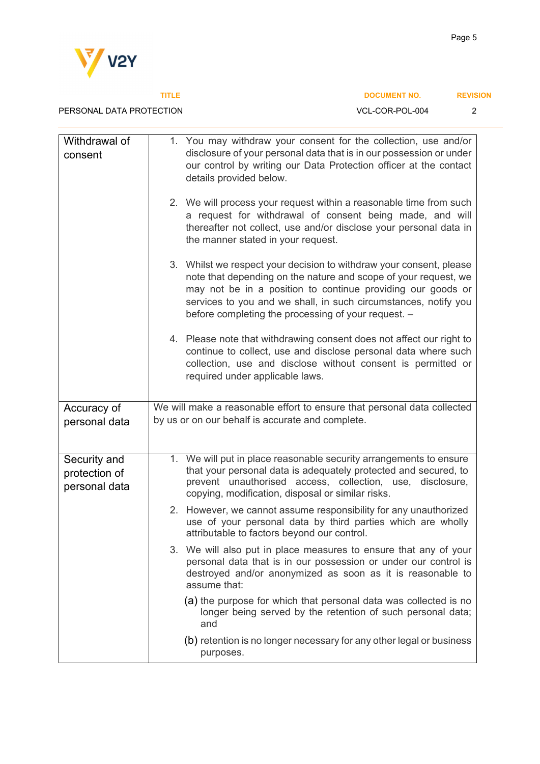| | |
|---|---|
| Withdrawal of consent | 1. You may withdraw your consent for the collection, use and/or disclosure of your personal data that is in our possession or under our control by writing our Data Protection officer at the contact details provided below.<br><br>2. We will process your request within a reasonable time from such a request for withdrawal of consent being made, and will thereafter not collect, use and/or disclose your personal data in the manner stated in your request.<br><br>3. Whilst we respect your decision to withdraw your consent, please note that depending on the nature and scope of your request, we may not be in a position to continue providing our goods or services to you and we shall, in such circumstances, notify you before completing the processing of your request. –<br><br>4. Please note that withdrawing consent does not affect our right to continue to collect, use and disclose personal data where such collection, use and disclose without consent is permitted or required under applicable laws. |
| Accuracy of personal data | We will make a reasonable effort to ensure that personal data collected by us or on our behalf is accurate and complete. |
| Security and protection of personal data | 1. We will put in place reasonable security arrangements to ensure that your personal data is adequately protected and secured, to prevent unauthorised access, collection, use, disclosure, copying, modification, disposal or similar risks.<br><br>2. However, we cannot assume responsibility for any unauthorized use of your personal data by third parties which are wholly attributable to factors beyond our control.<br><br>3. We will also put in place measures to ensure that any of your personal data that is in our possession or under our control is destroyed and/or anonymized as soon as it is reasonable to assume that:<br>(a) the purpose for which that personal data was collected is no longer being served by the retention of such personal data; and<br>(b) retention is no longer necessary for any other legal or business purposes. |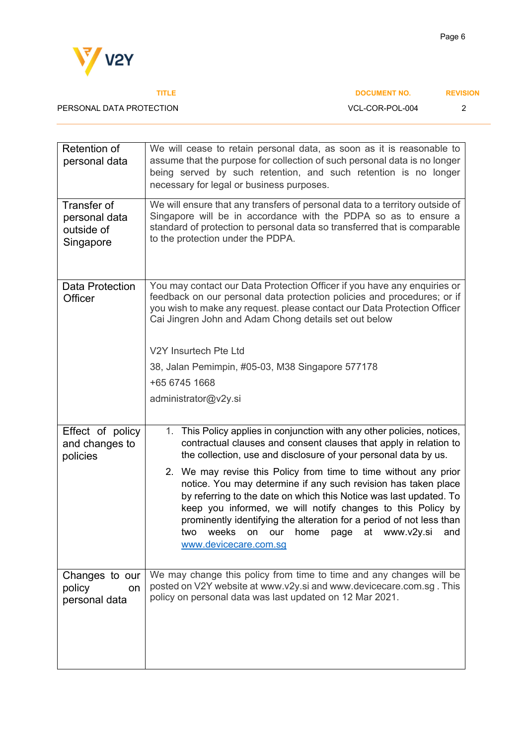| Retention of personal data | We will cease to retain personal data, as soon as it is reasonable to assume that the purpose for collection of such personal data is no longer being served by such retention, and such retention is no longer necessary for legal or business purposes. |
|---|---|
| Transfer of personal data outside of Singapore | We will ensure that any transfers of personal data to a territory outside of Singapore will be in accordance with the PDPA so as to ensure a standard of protection to personal data so transferred that is comparable to the protection under the PDPA. |
| Data Protection Officer | You may contact our Data Protection Officer if you have any enquiries or feedback on our personal data protection policies and procedures; or if you wish to make any request. please contact our Data Protection Officer Cai Jingren John and Adam Chong details set out below<br><br>V2Y Insurtech Pte Ltd<br>38, Jalan Pemimpin, #05-03, M38 Singapore 577178<br>+65 6745 1668<br>administrator@v2y.si |
| Effect of policy and changes to policies | 1. This Policy applies in conjunction with any other policies, notices, contractual clauses and consent clauses that apply in relation to the collection, use and disclosure of your personal data by us.<br>2. We may revise this Policy from time to time without any prior notice. You may determine if any such revision has taken place by referring to the date on which this Notice was last updated. To keep you informed, we will notify changes to this Policy by prominently identifying the alteration for a period of not less than two weeks on our home page at www.v2y.si and www.devicecare.com.sg |
| Changes to our policy on personal data | We may change this policy from time to time and any changes will be posted on V2Y website at www.v2y.si and www.devicecare.com.sg . This policy on personal data was last updated on 12 Mar 2021. |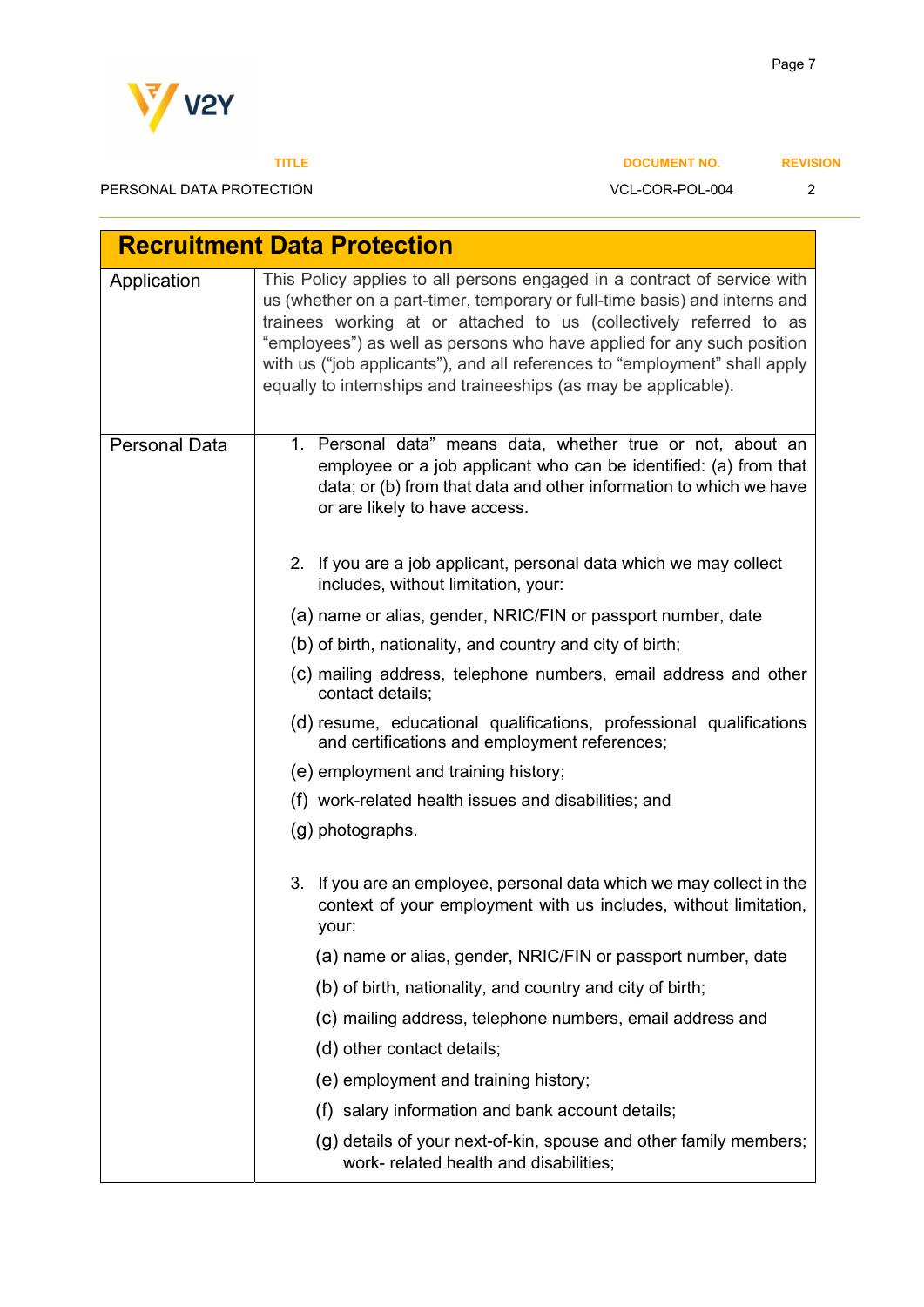| Recruitment Data Protection | |
|---|---|
| Application | This Policy applies to all persons engaged in a contract of service with us (whether on a part-timer, temporary or full-time basis) and interns and trainees working at or attached to us (collectively referred to as "employees") as well as persons who have applied for any such position with us ("job applicants"), and all references to "employment" shall apply equally to internships and traineeships (as may be applicable). |
| Personal Data | 1. Personal data" means data, whether true or not, about an employee or a job applicant who can be identified: (a) from that data; or (b) from that data and other information to which we have or are likely to have access.<br><br>2. If you are a job applicant, personal data which we may collect includes, without limitation, your:<br>(a) name or alias, gender, NRIC/FIN or passport number, date<br>(b) of birth, nationality, and country and city of birth;<br>(c) mailing address, telephone numbers, email address and other contact details;<br>(d) resume, educational qualifications, professional qualifications and certifications and employment references;<br>(e) employment and training history;<br>(f) work-related health issues and disabilities; and<br>(g) photographs.<br><br>3. If you are an employee, personal data which we may collect in the context of your employment with us includes, without limitation, your:<br>(a) name or alias, gender, NRIC/FIN or passport number, date<br>(b) of birth, nationality, and country and city of birth;<br>(c) mailing address, telephone numbers, email address and<br>(d) other contact details;<br>(e) employment and training history;<br>(f) salary information and bank account details;<br>(g) details of your next-of-kin, spouse and other family members; work- related health and disabilities; |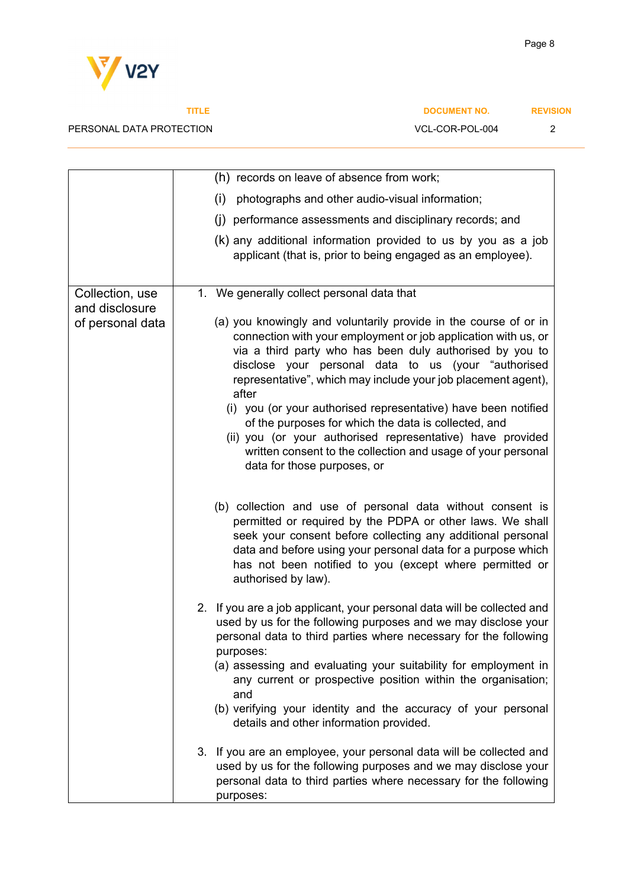| | |
|---|---|
| | (h) records on leave of absence from work;<br>(i) photographs and other audio-visual information;<br>(j) performance assessments and disciplinary records; and<br>(k) any additional information provided to us by you as a job applicant (that is, prior to being engaged as an employee). |
| Collection, use and disclosure of personal data | 1. We generally collect personal data that<br>(a) you knowingly and voluntarily provide in the course of or in connection with your employment or job application with us, or via a third party who has been duly authorised by you to disclose your personal data to us (your "authorised representative", which may include your job placement agent), after<br>(i) you (or your authorised representative) have been notified of the purposes for which the data is collected, and<br>(ii) you (or your authorised representative) have provided written consent to the collection and usage of your personal data for those purposes, or<br>(b) collection and use of personal data without consent is permitted or required by the PDPA or other laws. We shall seek your consent before collecting any additional personal data and before using your personal data for a purpose which has not been notified to you (except where permitted or authorised by law).<br><br>2. If you are a job applicant, your personal data will be collected and used by us for the following purposes and we may disclose your personal data to third parties where necessary for the following purposes:<br>(a) assessing and evaluating your suitability for employment in any current or prospective position within the organisation; and<br>(b) verifying your identity and the accuracy of your personal details and other information provided.<br><br>3. If you are an employee, your personal data will be collected and used by us for the following purposes and we may disclose your personal data to third parties where necessary for the following purposes: |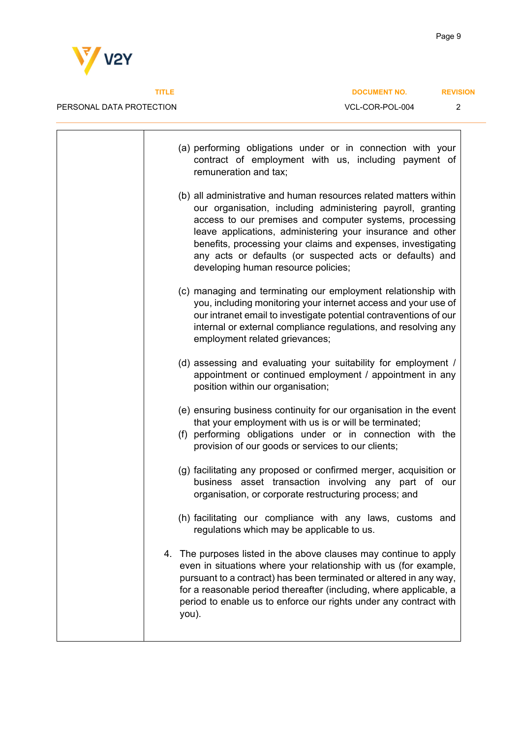(a) performing obligations under or in connection with your contract of employment with us, including payment of remuneration and tax;

(b) all administrative and human resources related matters within our organisation, including administering payroll, granting access to our premises and computer systems, processing leave applications, administering your insurance and other benefits, processing your claims and expenses, investigating any acts or defaults (or suspected acts or defaults) and developing human resource policies;

(c) managing and terminating our employment relationship with you, including monitoring your internet access and your use of our intranet email to investigate potential contraventions of our internal or external compliance regulations, and resolving any employment related grievances;

(d) assessing and evaluating your suitability for employment / appointment or continued employment / appointment in any position within our organisation;

(e) ensuring business continuity for our organisation in the event that your employment with us is or will be terminated;

(f) performing obligations under or in connection with the provision of our goods or services to our clients;

(g) facilitating any proposed or confirmed merger, acquisition or business asset transaction involving any part of our organisation, or corporate restructuring process; and

(h) facilitating our compliance with any laws, customs and regulations which may be applicable to us.

4. The purposes listed in the above clauses may continue to apply even in situations where your relationship with us (for example, pursuant to a contract) has been terminated or altered in any way, for a reasonable period thereafter (including, where applicable, a period to enable us to enforce our rights under any contract with you).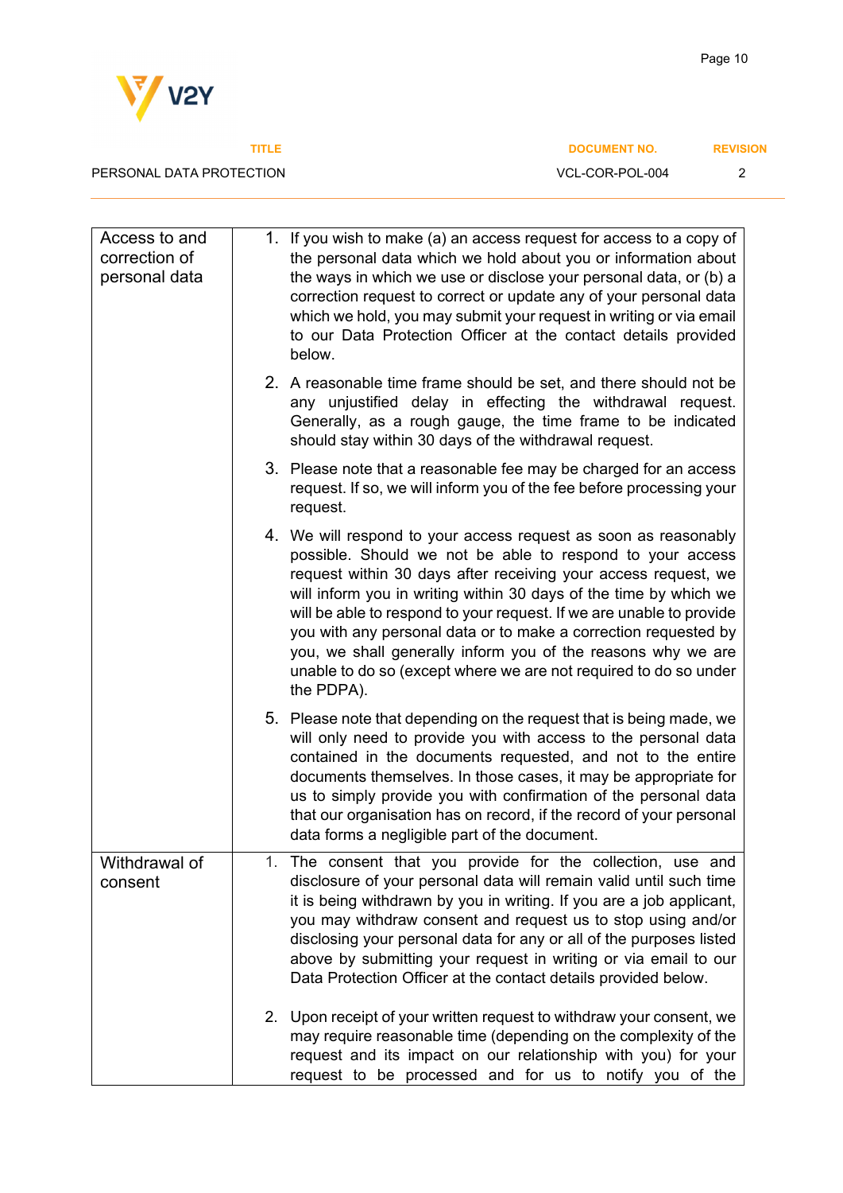| | |
|---|---|
| Access to and correction of personal data | 1. If you wish to make (a) an access request for access to a copy of the personal data which we hold about you or information about the ways in which we use or disclose your personal data, or (b) a correction request to correct or update any of your personal data which we hold, you may submit your request in writing or via email to our Data Protection Officer at the contact details provided below.<br><br>2. A reasonable time frame should be set, and there should not be any unjustified delay in effecting the withdrawal request. Generally, as a rough gauge, the time frame to be indicated should stay within 30 days of the withdrawal request.<br><br>3. Please note that a reasonable fee may be charged for an access request. If so, we will inform you of the fee before processing your request.<br><br>4. We will respond to your access request as soon as reasonably possible. Should we not be able to respond to your access request within 30 days after receiving your access request, we will inform you in writing within 30 days of the time by which we will be able to respond to your request. If we are unable to provide you with any personal data or to make a correction requested by you, we shall generally inform you of the reasons why we are unable to do so (except where we are not required to do so under the PDPA).<br><br>5. Please note that depending on the request that is being made, we will only need to provide you with access to the personal data contained in the documents requested, and not to the entire documents themselves. In those cases, it may be appropriate for us to simply provide you with confirmation of the personal data that our organisation has on record, if the record of your personal data forms a negligible part of the document. |
| Withdrawal of consent | 1. The consent that you provide for the collection, use and disclosure of your personal data will remain valid until such time it is being withdrawn by you in writing. If you are a job applicant, you may withdraw consent and request us to stop using and/or disclosing your personal data for any or all of the purposes listed above by submitting your request in writing or via email to our Data Protection Officer at the contact details provided below.<br><br>2. Upon receipt of your written request to withdraw your consent, we may require reasonable time (depending on the complexity of the request and its impact on our relationship with you) for your request to be processed and for us to notify you of the |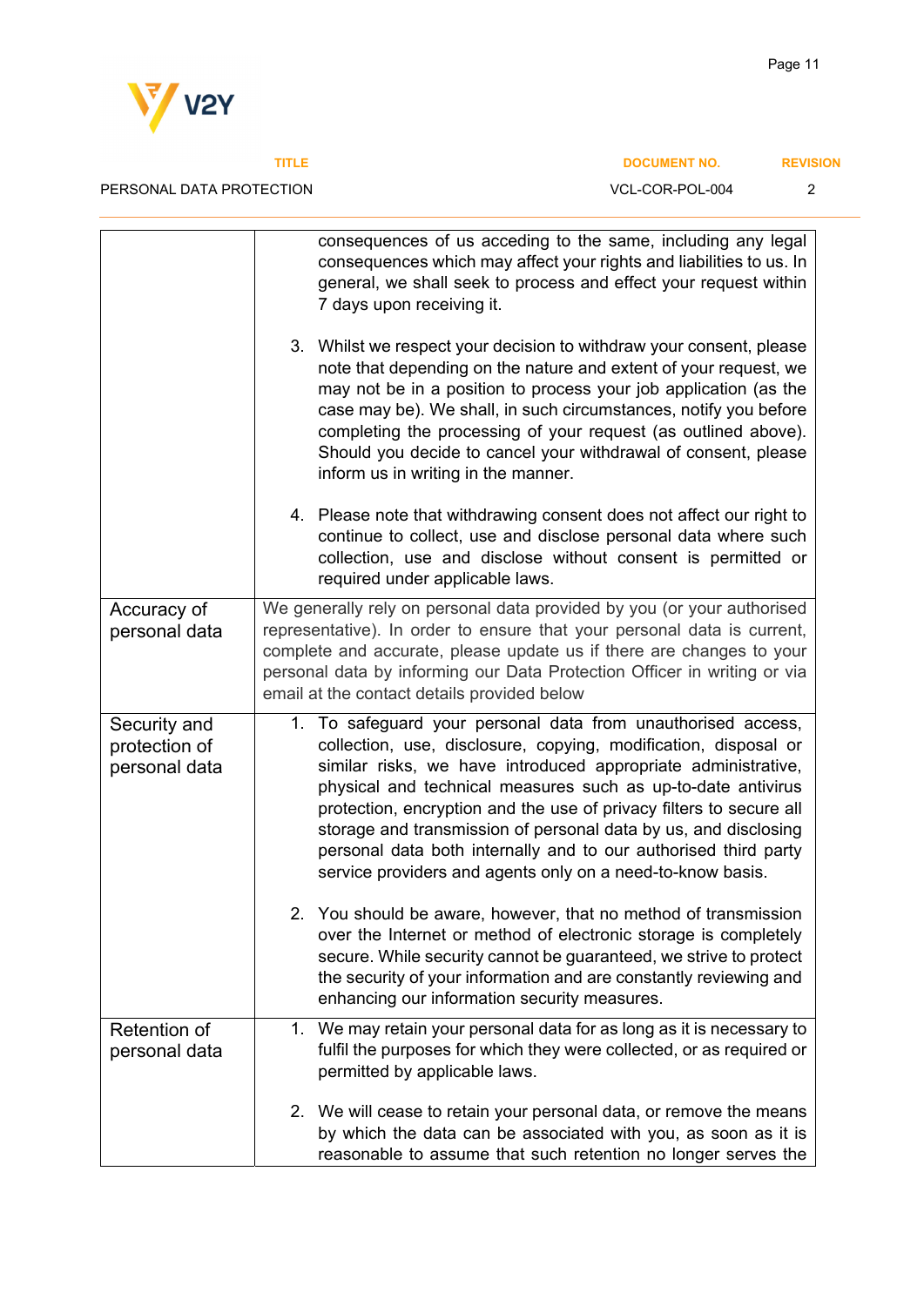| | |
|---|---|
| | consequences of us acceding to the same, including any legal consequences which may affect your rights and liabilities to us. In general, we shall seek to process and effect your request within 7 days upon receiving it.<br><br>3. Whilst we respect your decision to withdraw your consent, please note that depending on the nature and extent of your request, we may not be in a position to process your job application (as the case may be). We shall, in such circumstances, notify you before completing the processing of your request (as outlined above). Should you decide to cancel your withdrawal of consent, please inform us in writing in the manner.<br><br>4. Please note that withdrawing consent does not affect our right to continue to collect, use and disclose personal data where such collection, use and disclose without consent is permitted or required under applicable laws. |
| Accuracy of personal data | We generally rely on personal data provided by you (or your authorised representative). In order to ensure that your personal data is current, complete and accurate, please update us if there are changes to your personal data by informing our Data Protection Officer in writing or via email at the contact details provided below |
| Security and protection of personal data | 1. To safeguard your personal data from unauthorised access, collection, use, disclosure, copying, modification, disposal or similar risks, we have introduced appropriate administrative, physical and technical measures such as up-to-date antivirus protection, encryption and the use of privacy filters to secure all storage and transmission of personal data by us, and disclosing personal data both internally and to our authorised third party service providers and agents only on a need-to-know basis.<br><br>2. You should be aware, however, that no method of transmission over the Internet or method of electronic storage is completely secure. While security cannot be guaranteed, we strive to protect the security of your information and are constantly reviewing and enhancing our information security measures. |
| Retention of personal data | 1. We may retain your personal data for as long as it is necessary to fulfil the purposes for which they were collected, or as required or permitted by applicable laws.<br><br>2. We will cease to retain your personal data, or remove the means by which the data can be associated with you, as soon as it is reasonable to assume that such retention no longer serves the |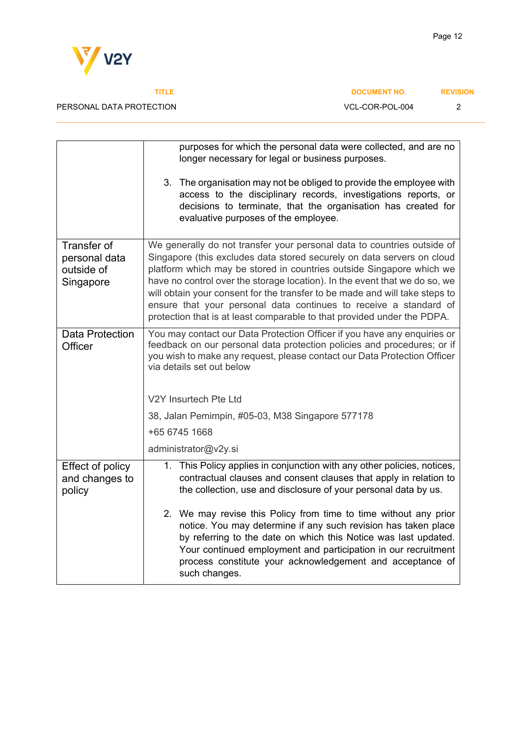| | |
|---|---|
| | purposes for which the personal data were collected, and are no longer necessary for legal or business purposes.<br><br>3. The organisation may not be obliged to provide the employee with access to the disciplinary records, investigations reports, or decisions to terminate, that the organisation has created for evaluative purposes of the employee. |
| Transfer of personal data outside of Singapore | We generally do not transfer your personal data to countries outside of Singapore (this excludes data stored securely on data servers on cloud platform which may be stored in countries outside Singapore which we have no control over the storage location). In the event that we do so, we will obtain your consent for the transfer to be made and will take steps to ensure that your personal data continues to receive a standard of protection that is at least comparable to that provided under the PDPA. |
| Data Protection Officer | You may contact our Data Protection Officer if you have any enquiries or feedback on our personal data protection policies and procedures; or if you wish to make any request, please contact our Data Protection Officer via details set out below<br><br>V2Y Insurtech Pte Ltd<br>38, Jalan Pemimpin, #05-03, M38 Singapore 577178<br>+65 6745 1668<br>administrator@v2y.si |
| Effect of policy and changes to policy | 1. This Policy applies in conjunction with any other policies, notices, contractual clauses and consent clauses that apply in relation to the collection, use and disclosure of your personal data by us.<br><br>2. We may revise this Policy from time to time without any prior notice. You may determine if any such revision has taken place by referring to the date on which this Notice was last updated. Your continued employment and participation in our recruitment process constitute your acknowledgement and acceptance of such changes. |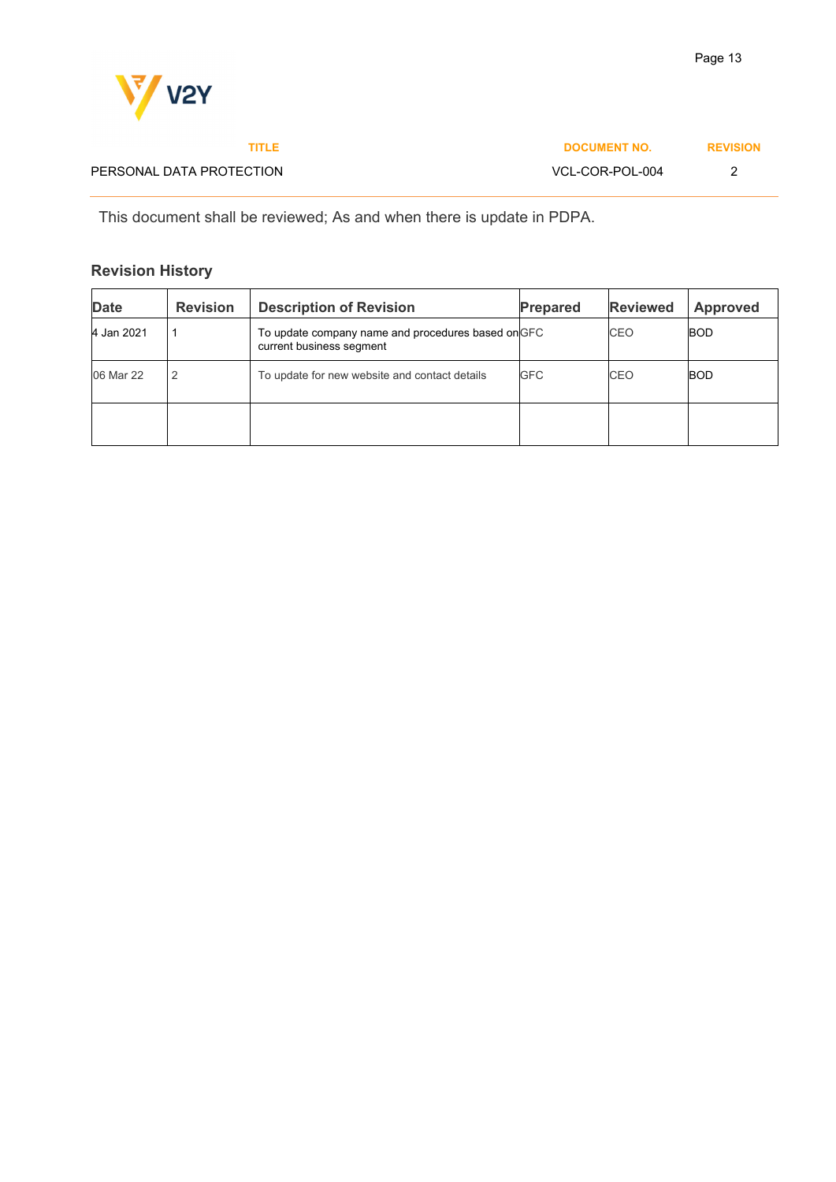This document shall be reviewed; As and when there is update in PDPA.

## Revision History

| Date | Revision | Description of Revision | Prepared | Reviewed | Approved |
|---|---|---|---|---|---|
| 4 Jan 2021 | 1 | To update company name and procedures based on current business segment | GFC | CEO | BOD |
| 06 Mar 22 | 2 | To update for new website and contact details | GFC | CEO | BOD |
| | | | | | |